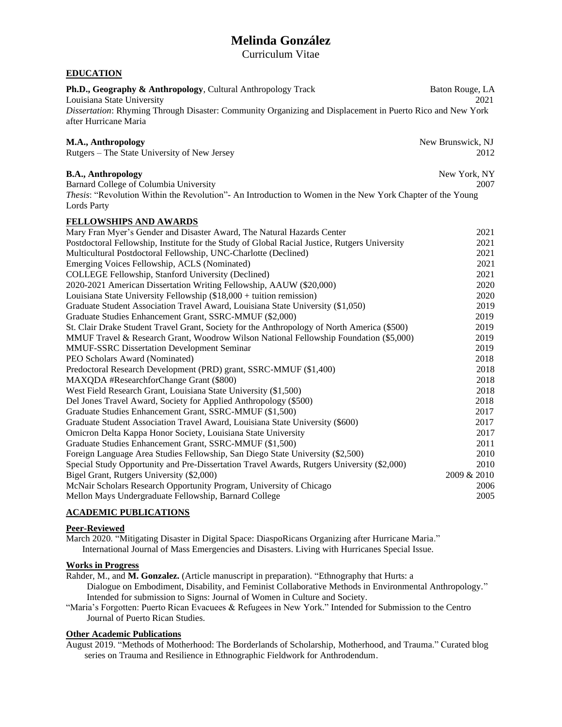# Melinda González

Curriculum Vitae

## EDUCATION

**Ph.D., Geography & Anthropology**, Cultural Anthropology Track — Baton Rouge, LA
Louisiana State University — 2021
*Dissertation*: Rhyming Through Disaster: Community Organizing and Displacement in Puerto Rico and New York after Hurricane Maria

**M.A., Anthropology** — New Brunswick, NJ
Rutgers – The State University of New Jersey — 2012

**B.A., Anthropology** — New York, NY
Barnard College of Columbia University — 2007
*Thesis*: "Revolution Within the Revolution"- An Introduction to Women in the New York Chapter of the Young Lords Party

## FELLOWSHIPS AND AWARDS

| | |
|---|---|
| Mary Fran Myer's Gender and Disaster Award, The Natural Hazards Center | 2021 |
| Postdoctoral Fellowship, Institute for the Study of Global Racial Justice, Rutgers University | 2021 |
| Multicultural Postdoctoral Fellowship, UNC-Charlotte (Declined) | 2021 |
| Emerging Voices Fellowship, ACLS (Nominated) | 2021 |
| COLLEGE Fellowship, Stanford University (Declined) | 2021 |
| 2020-2021 American Dissertation Writing Fellowship, AAUW ($20,000) | 2020 |
| Louisiana State University Fellowship ($18,000 + tuition remission) | 2020 |
| Graduate Student Association Travel Award, Louisiana State University ($1,050) | 2019 |
| Graduate Studies Enhancement Grant, SSRC-MMUF ($2,000) | 2019 |
| St. Clair Drake Student Travel Grant, Society for the Anthropology of North America ($500) | 2019 |
| MMUF Travel & Research Grant, Woodrow Wilson National Fellowship Foundation ($5,000) | 2019 |
| MMUF-SSRC Dissertation Development Seminar | 2019 |
| PEO Scholars Award (Nominated) | 2018 |
| Predoctoral Research Development (PRD) grant, SSRC-MMUF ($1,400) | 2018 |
| MAXQDA #ResearchforChange Grant ($800) | 2018 |
| West Field Research Grant, Louisiana State University ($1,500) | 2018 |
| Del Jones Travel Award, Society for Applied Anthropology ($500) | 2018 |
| Graduate Studies Enhancement Grant, SSRC-MMUF ($1,500) | 2017 |
| Graduate Student Association Travel Award, Louisiana State University ($600) | 2017 |
| Omicron Delta Kappa Honor Society, Louisiana State University | 2017 |
| Graduate Studies Enhancement Grant, SSRC-MMUF ($1,500) | 2011 |
| Foreign Language Area Studies Fellowship, San Diego State University ($2,500) | 2010 |
| Special Study Opportunity and Pre-Dissertation Travel Awards, Rutgers University ($2,000) | 2010 |
| Bigel Grant, Rutgers University ($2,000) | 2009 & 2010 |
| McNair Scholars Research Opportunity Program, University of Chicago | 2006 |
| Mellon Mays Undergraduate Fellowship, Barnard College | 2005 |

## ACADEMIC PUBLICATIONS

### Peer-Reviewed

March 2020. "Mitigating Disaster in Digital Space: DiaspoRicans Organizing after Hurricane Maria." International Journal of Mass Emergencies and Disasters. Living with Hurricanes Special Issue.

### Works in Progress

Rahder, M., and **M. Gonzalez.** (Article manuscript in preparation). "Ethnography that Hurts: a Dialogue on Embodiment, Disability, and Feminist Collaborative Methods in Environmental Anthropology." Intended for submission to Signs: Journal of Women in Culture and Society.

"Maria's Forgotten: Puerto Rican Evacuees & Refugees in New York." Intended for Submission to the Centro Journal of Puerto Rican Studies.

### Other Academic Publications

August 2019. "Methods of Motherhood: The Borderlands of Scholarship, Motherhood, and Trauma." Curated blog series on Trauma and Resilience in Ethnographic Fieldwork for Anthrodendum.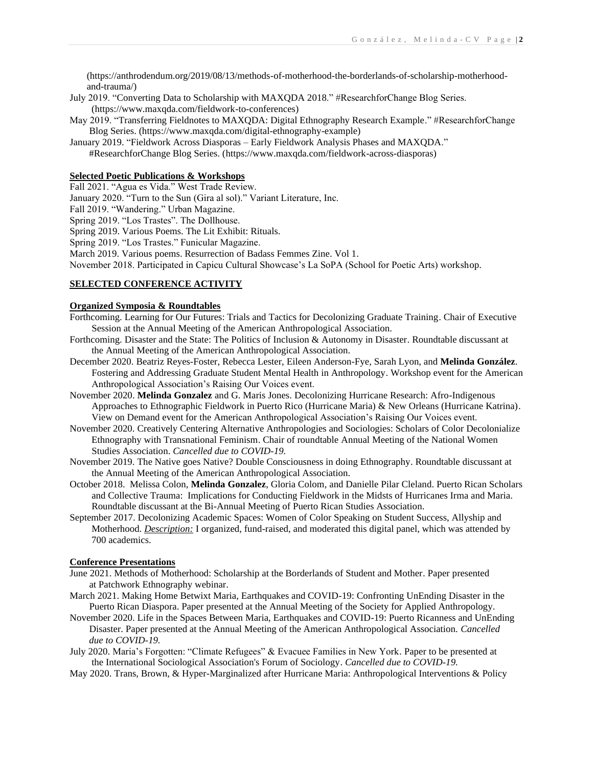(https://anthrodendum.org/2019/08/13/methods-of-motherhood-the-borderlands-of-scholarship-motherhood-and-trauma/)

July 2019. "Converting Data to Scholarship with MAXQDA 2018." #ResearchforChange Blog Series. (https://www.maxqda.com/fieldwork-to-conferences)

May 2019. "Transferring Fieldnotes to MAXQDA: Digital Ethnography Research Example." #ResearchforChange Blog Series. (https://www.maxqda.com/digital-ethnography-example)

January 2019. "Fieldwork Across Diasporas – Early Fieldwork Analysis Phases and MAXQDA." #ResearchforChange Blog Series. (https://www.maxqda.com/fieldwork-across-diasporas)

**Selected Poetic Publications & Workshops**

Fall 2021. "Agua es Vida." West Trade Review.

January 2020. "Turn to the Sun (Gira al sol)." Variant Literature, Inc.

Fall 2019. "Wandering." Urban Magazine.

Spring 2019. "Los Trastes". The Dollhouse.

Spring 2019. Various Poems. The Lit Exhibit: Rituals.

Spring 2019. "Los Trastes." Funicular Magazine.

March 2019. Various poems. Resurrection of Badass Femmes Zine. Vol 1.

November 2018. Participated in Capicu Cultural Showcase's La SoPA (School for Poetic Arts) workshop.

## SELECTED CONFERENCE ACTIVITY

**Organized Symposia & Roundtables**

Forthcoming. Learning for Our Futures: Trials and Tactics for Decolonizing Graduate Training. Chair of Executive Session at the Annual Meeting of the American Anthropological Association.

Forthcoming. Disaster and the State: The Politics of Inclusion & Autonomy in Disaster. Roundtable discussant at the Annual Meeting of the American Anthropological Association.

December 2020. Beatriz Reyes-Foster, Rebecca Lester, Eileen Anderson-Fye, Sarah Lyon, and **Melinda González**. Fostering and Addressing Graduate Student Mental Health in Anthropology. Workshop event for the American Anthropological Association's Raising Our Voices event.

November 2020. **Melinda Gonzalez** and G. Maris Jones. Decolonizing Hurricane Research: Afro-Indigenous Approaches to Ethnographic Fieldwork in Puerto Rico (Hurricane Maria) & New Orleans (Hurricane Katrina). View on Demand event for the American Anthropological Association's Raising Our Voices event.

November 2020. Creatively Centering Alternative Anthropologies and Sociologies: Scholars of Color Decolonialize Ethnography with Transnational Feminism. Chair of roundtable Annual Meeting of the National Women Studies Association. *Cancelled due to COVID-19.*

November 2019. The Native goes Native? Double Consciousness in doing Ethnography. Roundtable discussant at the Annual Meeting of the American Anthropological Association.

October 2018. Melissa Colon, **Melinda Gonzalez**, Gloria Colom, and Danielle Pilar Cleland. Puerto Rican Scholars and Collective Trauma: Implications for Conducting Fieldwork in the Midsts of Hurricanes Irma and Maria. Roundtable discussant at the Bi-Annual Meeting of Puerto Rican Studies Association.

September 2017. Decolonizing Academic Spaces: Women of Color Speaking on Student Success, Allyship and Motherhood. ***Description:*** I organized, fund-raised, and moderated this digital panel, which was attended by 700 academics.

**Conference Presentations**

June 2021. Methods of Motherhood: Scholarship at the Borderlands of Student and Mother. Paper presented at Patchwork Ethnography webinar.

March 2021. Making Home Betwixt Maria, Earthquakes and COVID-19: Confronting UnEnding Disaster in the Puerto Rican Diaspora. Paper presented at the Annual Meeting of the Society for Applied Anthropology.

November 2020. Life in the Spaces Between Maria, Earthquakes and COVID-19: Puerto Ricanness and UnEnding Disaster. Paper presented at the Annual Meeting of the American Anthropological Association. *Cancelled due to COVID-19.*

July 2020. Maria's Forgotten: "Climate Refugees" & Evacuee Families in New York. Paper to be presented at the International Sociological Association's Forum of Sociology. *Cancelled due to COVID-19.*

May 2020. Trans, Brown, & Hyper-Marginalized after Hurricane Maria: Anthropological Interventions & Policy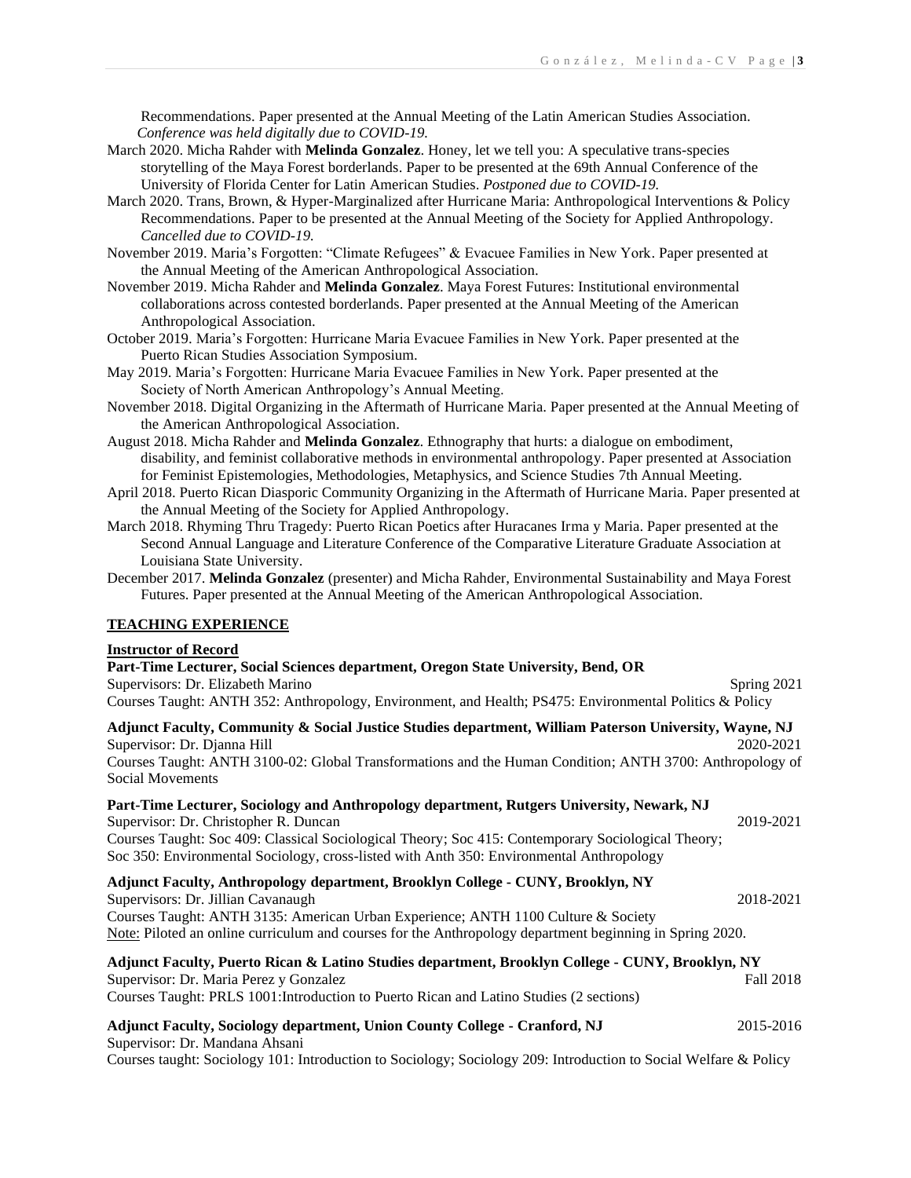Recommendations. Paper presented at the Annual Meeting of the Latin American Studies Association. *Conference was held digitally due to COVID-19.*

March 2020. Micha Rahder with **Melinda Gonzalez**. Honey, let we tell you: A speculative trans-species storytelling of the Maya Forest borderlands. Paper to be presented at the 69th Annual Conference of the University of Florida Center for Latin American Studies. *Postponed due to COVID-19.*

March 2020. Trans, Brown, & Hyper-Marginalized after Hurricane Maria: Anthropological Interventions & Policy Recommendations. Paper to be presented at the Annual Meeting of the Society for Applied Anthropology. *Cancelled due to COVID-19.*

November 2019. Maria's Forgotten: "Climate Refugees" & Evacuee Families in New York. Paper presented at the Annual Meeting of the American Anthropological Association.

November 2019. Micha Rahder and **Melinda Gonzalez**. Maya Forest Futures: Institutional environmental collaborations across contested borderlands. Paper presented at the Annual Meeting of the American Anthropological Association.

October 2019. Maria's Forgotten: Hurricane Maria Evacuee Families in New York. Paper presented at the Puerto Rican Studies Association Symposium.

May 2019. Maria's Forgotten: Hurricane Maria Evacuee Families in New York. Paper presented at the Society of North American Anthropology's Annual Meeting.

November 2018. Digital Organizing in the Aftermath of Hurricane Maria. Paper presented at the Annual Meeting of the American Anthropological Association.

August 2018. Micha Rahder and **Melinda Gonzalez**. Ethnography that hurts: a dialogue on embodiment, disability, and feminist collaborative methods in environmental anthropology. Paper presented at Association for Feminist Epistemologies, Methodologies, Metaphysics, and Science Studies 7th Annual Meeting.

April 2018. Puerto Rican Diasporic Community Organizing in the Aftermath of Hurricane Maria. Paper presented at the Annual Meeting of the Society for Applied Anthropology.

March 2018. Rhyming Thru Tragedy: Puerto Rican Poetics after Huracanes Irma y Maria. Paper presented at the Second Annual Language and Literature Conference of the Comparative Literature Graduate Association at Louisiana State University.

December 2017. **Melinda Gonzalez** (presenter) and Micha Rahder, Environmental Sustainability and Maya Forest Futures. Paper presented at the Annual Meeting of the American Anthropological Association.

## **TEACHING EXPERIENCE**

### **Instructor of Record**

**Part-Time Lecturer, Social Sciences department, Oregon State University, Bend, OR**
Supervisors: Dr. Elizabeth Marino — Spring 2021
Courses Taught: ANTH 352: Anthropology, Environment, and Health; PS475: Environmental Politics & Policy

**Adjunct Faculty, Community & Social Justice Studies department, William Paterson University, Wayne, NJ**
Supervisor: Dr. Djanna Hill — 2020-2021
Courses Taught: ANTH 3100-02: Global Transformations and the Human Condition; ANTH 3700: Anthropology of Social Movements

**Part-Time Lecturer, Sociology and Anthropology department, Rutgers University, Newark, NJ**
Supervisor: Dr. Christopher R. Duncan — 2019-2021
Courses Taught: Soc 409: Classical Sociological Theory; Soc 415: Contemporary Sociological Theory; Soc 350: Environmental Sociology, cross-listed with Anth 350: Environmental Anthropology

**Adjunct Faculty, Anthropology department, Brooklyn College - CUNY, Brooklyn, NY**
Supervisors: Dr. Jillian Cavanaugh — 2018-2021
Courses Taught: ANTH 3135: American Urban Experience; ANTH 1100 Culture & Society
Note: Piloted an online curriculum and courses for the Anthropology department beginning in Spring 2020.

**Adjunct Faculty, Puerto Rican & Latino Studies department, Brooklyn College - CUNY, Brooklyn, NY**
Supervisor: Dr. Maria Perez y Gonzalez — Fall 2018
Courses Taught: PRLS 1001:Introduction to Puerto Rican and Latino Studies (2 sections)

**Adjunct Faculty, Sociology department, Union County College - Cranford, NJ** — 2015-2016
Supervisor: Dr. Mandana Ahsani
Courses taught: Sociology 101: Introduction to Sociology; Sociology 209: Introduction to Social Welfare & Policy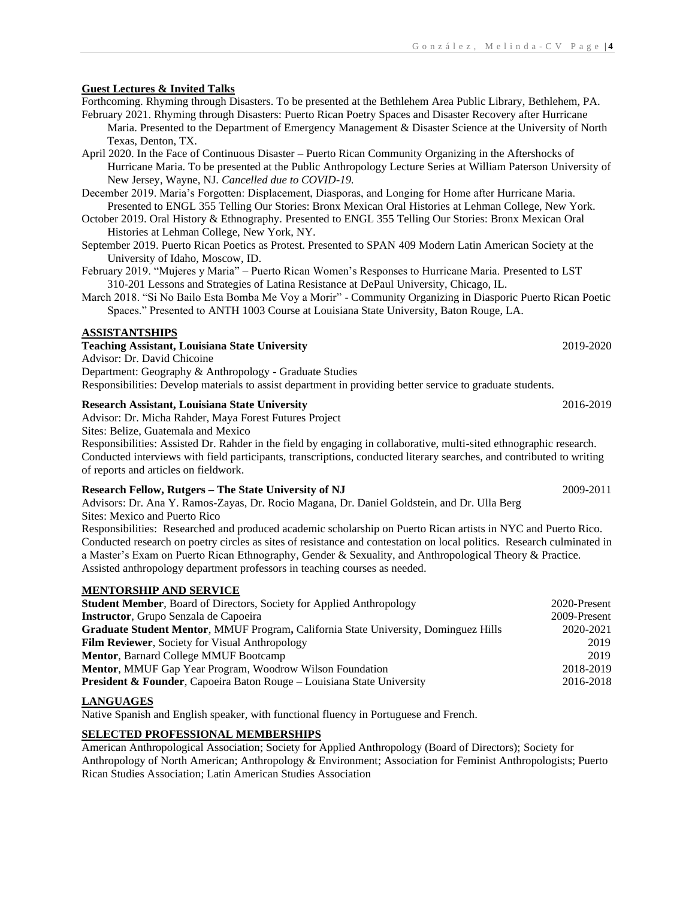## Guest Lectures & Invited Talks

Forthcoming. Rhyming through Disasters. To be presented at the Bethlehem Area Public Library, Bethlehem, PA.

February 2021. Rhyming through Disasters: Puerto Rican Poetry Spaces and Disaster Recovery after Hurricane Maria. Presented to the Department of Emergency Management & Disaster Science at the University of North Texas, Denton, TX.

April 2020. In the Face of Continuous Disaster – Puerto Rican Community Organizing in the Aftershocks of Hurricane Maria. To be presented at the Public Anthropology Lecture Series at William Paterson University of New Jersey, Wayne, NJ. *Cancelled due to COVID-19.*

December 2019. Maria's Forgotten: Displacement, Diasporas, and Longing for Home after Hurricane Maria. Presented to ENGL 355 Telling Our Stories: Bronx Mexican Oral Histories at Lehman College, New York.

October 2019. Oral History & Ethnography. Presented to ENGL 355 Telling Our Stories: Bronx Mexican Oral Histories at Lehman College, New York, NY.

September 2019. Puerto Rican Poetics as Protest. Presented to SPAN 409 Modern Latin American Society at the University of Idaho, Moscow, ID.

February 2019. "Mujeres y Maria" – Puerto Rican Women's Responses to Hurricane Maria. Presented to LST 310-201 Lessons and Strategies of Latina Resistance at DePaul University, Chicago, IL.

March 2018. "Si No Bailo Esta Bomba Me Voy a Morir" - Community Organizing in Diasporic Puerto Rican Poetic Spaces." Presented to ANTH 1003 Course at Louisiana State University, Baton Rouge, LA.

## ASSISTANTSHIPS

**Teaching Assistant, Louisiana State University** 2019-2020

Advisor: Dr. David Chicoine

Department: Geography & Anthropology - Graduate Studies

Responsibilities: Develop materials to assist department in providing better service to graduate students.

**Research Assistant, Louisiana State University** 2016-2019

Advisor: Dr. Micha Rahder, Maya Forest Futures Project

Sites: Belize, Guatemala and Mexico

Responsibilities: Assisted Dr. Rahder in the field by engaging in collaborative, multi-sited ethnographic research. Conducted interviews with field participants, transcriptions, conducted literary searches, and contributed to writing of reports and articles on fieldwork.

**Research Fellow, Rutgers – The State University of NJ** 2009-2011

Advisors: Dr. Ana Y. Ramos-Zayas, Dr. Rocio Magana, Dr. Daniel Goldstein, and Dr. Ulla Berg

Sites: Mexico and Puerto Rico

Responsibilities: Researched and produced academic scholarship on Puerto Rican artists in NYC and Puerto Rico. Conducted research on poetry circles as sites of resistance and contestation on local politics. Research culminated in a Master's Exam on Puerto Rican Ethnography, Gender & Sexuality, and Anthropological Theory & Practice. Assisted anthropology department professors in teaching courses as needed.

## MENTORSHIP AND SERVICE

**Student Member**, Board of Directors, Society for Applied Anthropology 2020-Present

**Instructor**, Grupo Senzala de Capoeira 2009-Present

**Graduate Student Mentor**, MMUF Program**,** California State University, Dominguez Hills 2020-2021

**Film Reviewer**, Society for Visual Anthropology 2019

**Mentor**, Barnard College MMUF Bootcamp 2019

**Mentor**, MMUF Gap Year Program, Woodrow Wilson Foundation 2018-2019

**President & Founder**, Capoeira Baton Rouge – Louisiana State University 2016-2018

## LANGUAGES

Native Spanish and English speaker, with functional fluency in Portuguese and French.

## SELECTED PROFESSIONAL MEMBERSHIPS

American Anthropological Association; Society for Applied Anthropology (Board of Directors); Society for Anthropology of North American; Anthropology & Environment; Association for Feminist Anthropologists; Puerto Rican Studies Association; Latin American Studies Association